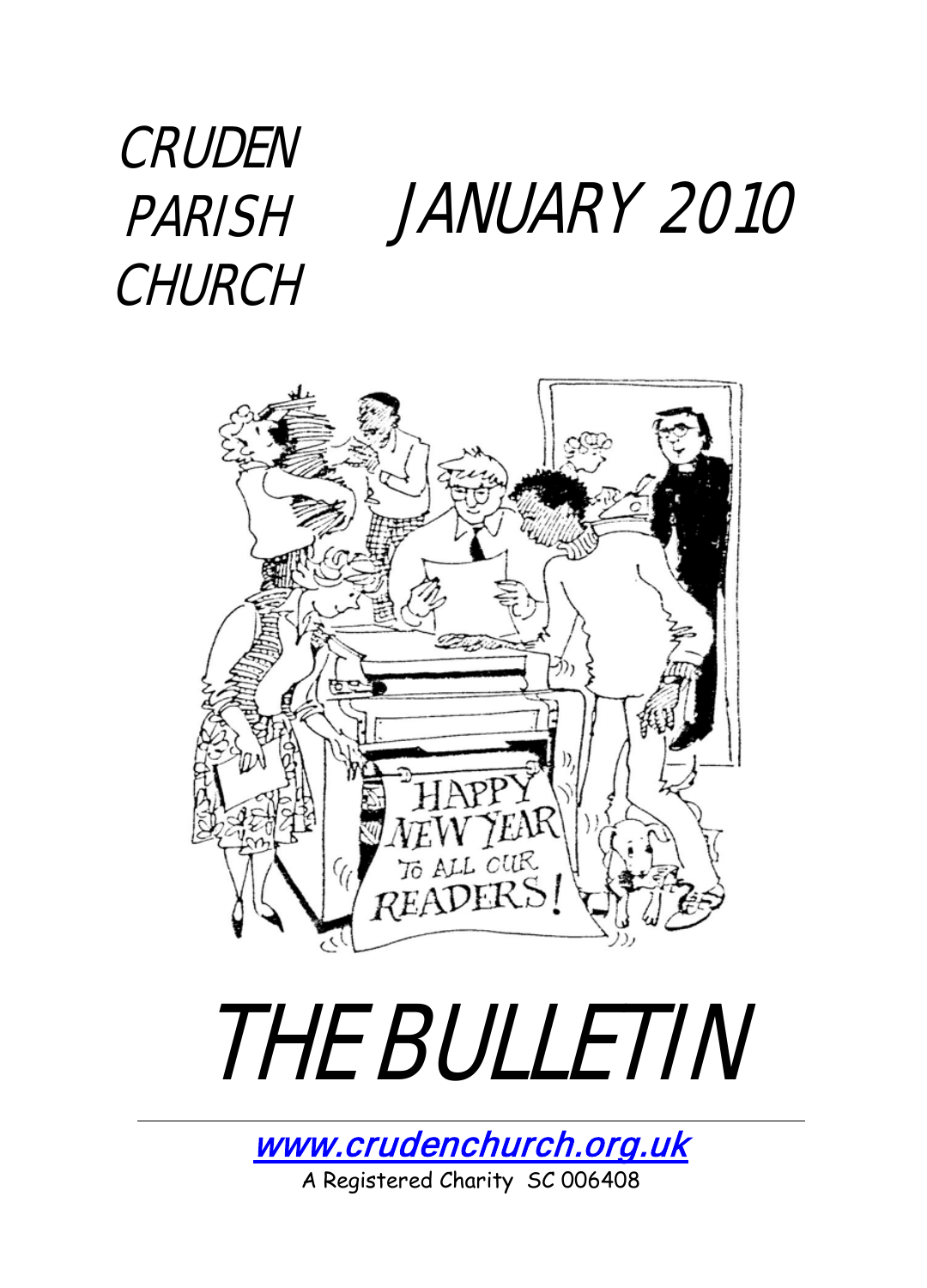# CRUDEN PARISH CHURCH

# JANUARY 2010

# THE BULLETIN

www.crudenchurch.org.uk

A Registered Charity SC 006408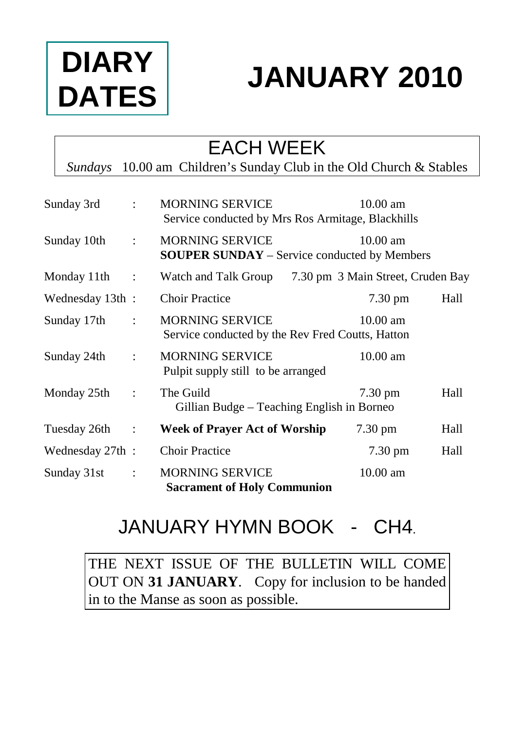# DIARY DATES

# JANUARY 2010

## EACH WEEK

*Sundays* 10.00 am Children's Sunday Club in the Old Church & Stables

| Date | | Event | Time | Place |
|---|---|---|---|---|
| Sunday 3rd | : | MORNING SERVICE<br>Service conducted by Mrs Ros Armitage, Blackhills | 10.00 am | |
| Sunday 10th | : | MORNING SERVICE<br>**SOUPER SUNDAY** – Service conducted by Members | 10.00 am | |
| Monday 11th | : | Watch and Talk Group | 7.30 pm | 3 Main Street, Cruden Bay |
| Wednesday 13th | : | Choir Practice | 7.30 pm | Hall |
| Sunday 17th | : | MORNING SERVICE<br>Service conducted by the Rev Fred Coutts, Hatton | 10.00 am | |
| Sunday 24th | : | MORNING SERVICE<br>Pulpit supply still to be arranged | 10.00 am | |
| Monday 25th | : | The Guild<br>Gillian Budge – Teaching English in Borneo | 7.30 pm | Hall |
| Tuesday 26th | : | **Week of Prayer Act of Worship** | 7.30 pm | Hall |
| Wednesday 27th | : | Choir Practice | 7.30 pm | Hall |
| Sunday 31st | : | MORNING SERVICE<br>**Sacrament of Holy Communion** | 10.00 am | |

## JANUARY HYMN BOOK - CH4.

THE NEXT ISSUE OF THE BULLETIN WILL COME OUT ON **31 JANUARY**. Copy for inclusion to be handed in to the Manse as soon as possible.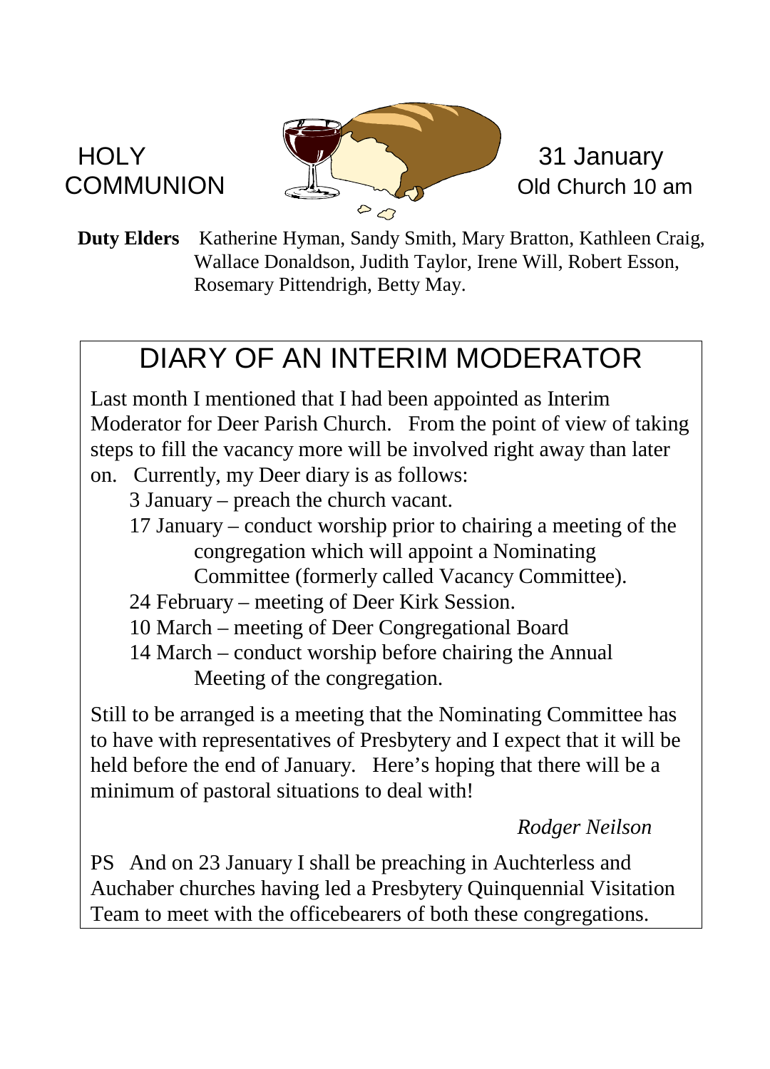HOLY COMMUNION

31 January
Old Church 10 am

**Duty Elders** Katherine Hyman, Sandy Smith, Mary Bratton, Kathleen Craig, Wallace Donaldson, Judith Taylor, Irene Will, Robert Esson, Rosemary Pittendrigh, Betty May.

# DIARY OF AN INTERIM MODERATOR

Last month I mentioned that I had been appointed as Interim Moderator for Deer Parish Church. From the point of view of taking steps to fill the vacancy more will be involved right away than later on. Currently, my Deer diary is as follows:

- 3 January – preach the church vacant.
- 17 January – conduct worship prior to chairing a meeting of the congregation which will appoint a Nominating Committee (formerly called Vacancy Committee).
- 24 February – meeting of Deer Kirk Session.
- 10 March – meeting of Deer Congregational Board
- 14 March – conduct worship before chairing the Annual Meeting of the congregation.

Still to be arranged is a meeting that the Nominating Committee has to have with representatives of Presbytery and I expect that it will be held before the end of January. Here's hoping that there will be a minimum of pastoral situations to deal with!

*Rodger Neilson*

PS And on 23 January I shall be preaching in Auchterless and Auchaber churches having led a Presbytery Quinquennial Visitation Team to meet with the officebearers of both these congregations.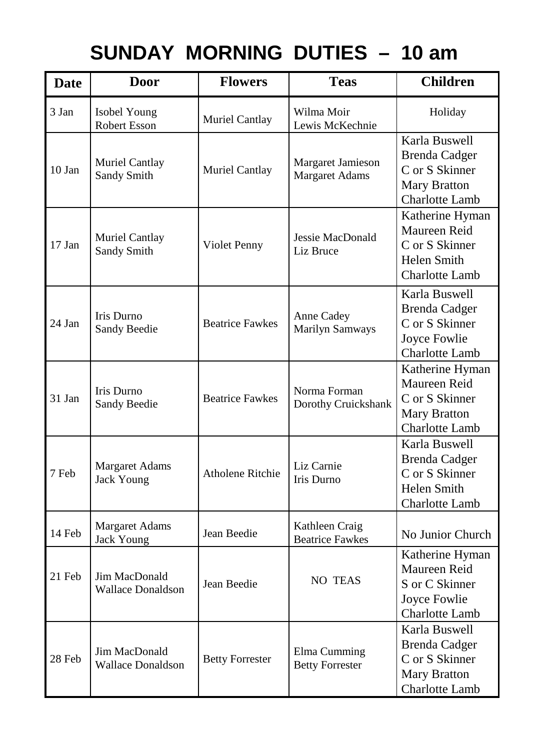# SUNDAY MORNING DUTIES – 10 am

| Date | Door | Flowers | Teas | Children |
|---|---|---|---|---|
| 3 Jan | Isobel Young<br>Robert Esson | Muriel Cantlay | Wilma Moir<br>Lewis McKechnie | Holiday |
| 10 Jan | Muriel Cantlay<br>Sandy Smith | Muriel Cantlay | Margaret Jamieson<br>Margaret Adams | Karla Buswell<br>Brenda Cadger<br>C or S Skinner<br>Mary Bratton<br>Charlotte Lamb |
| 17 Jan | Muriel Cantlay<br>Sandy Smith | Violet Penny | Jessie MacDonald<br>Liz Bruce | Katherine Hyman<br>Maureen Reid<br>C or S Skinner<br>Helen Smith<br>Charlotte Lamb |
| 24 Jan | Iris Durno<br>Sandy Beedie | Beatrice Fawkes | Anne Cadey<br>Marilyn Samways | Karla Buswell<br>Brenda Cadger<br>C or S Skinner<br>Joyce Fowlie<br>Charlotte Lamb |
| 31 Jan | Iris Durno<br>Sandy Beedie | Beatrice Fawkes | Norma Forman<br>Dorothy Cruickshank | Katherine Hyman<br>Maureen Reid<br>C or S Skinner<br>Mary Bratton<br>Charlotte Lamb |
| 7 Feb | Margaret Adams<br>Jack Young | Atholene Ritchie | Liz Carnie<br>Iris Durno | Karla Buswell<br>Brenda Cadger<br>C or S Skinner<br>Helen Smith<br>Charlotte Lamb |
| 14 Feb | Margaret Adams<br>Jack Young | Jean Beedie | Kathleen Craig<br>Beatrice Fawkes | No Junior Church |
| 21 Feb | Jim MacDonald<br>Wallace Donaldson | Jean Beedie | NO TEAS | Katherine Hyman<br>Maureen Reid<br>S or C Skinner<br>Joyce Fowlie<br>Charlotte Lamb |
| 28 Feb | Jim MacDonald<br>Wallace Donaldson | Betty Forrester | Elma Cumming<br>Betty Forrester | Karla Buswell<br>Brenda Cadger<br>C or S Skinner<br>Mary Bratton<br>Charlotte Lamb |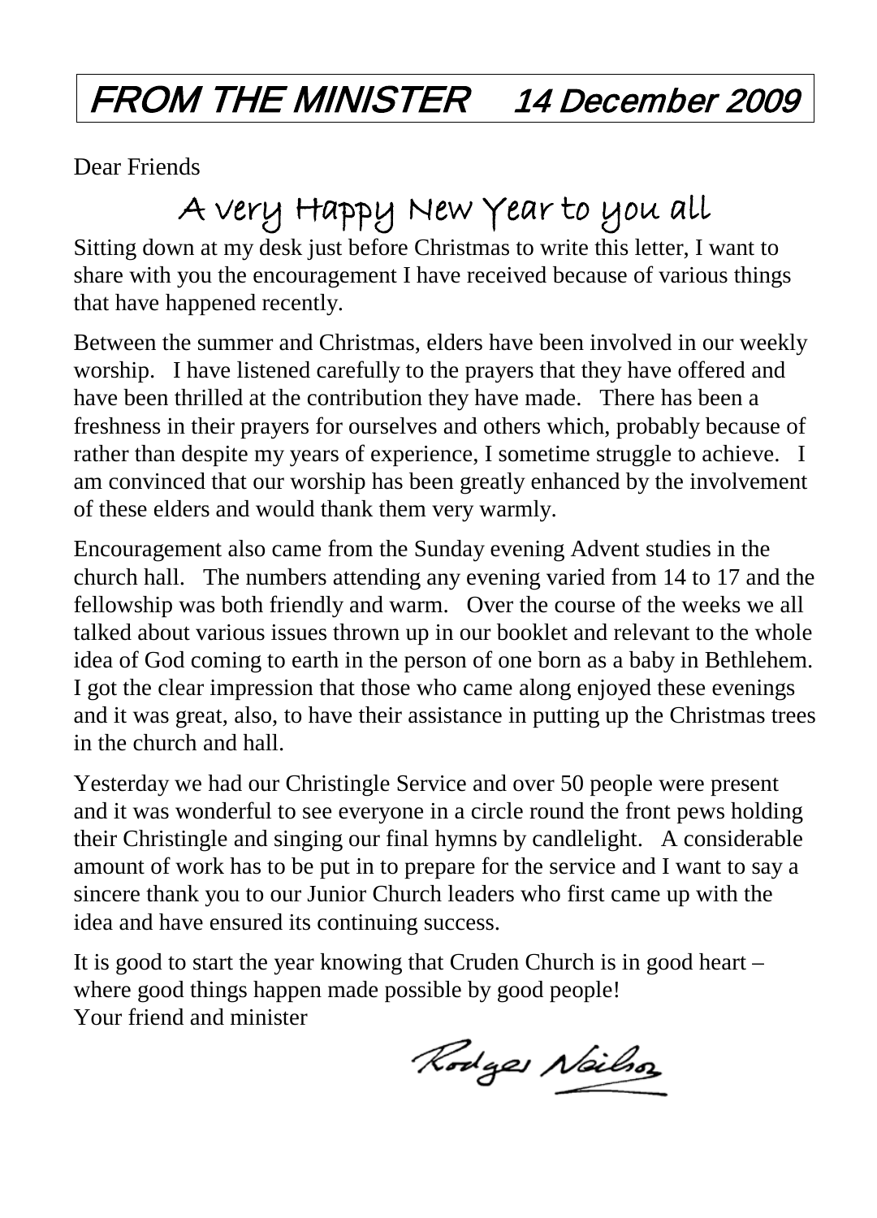# FROM THE MINISTER 14 December 2009

Dear Friends

## A very Happy New Year to you all

Sitting down at my desk just before Christmas to write this letter, I want to share with you the encouragement I have received because of various things that have happened recently.

Between the summer and Christmas, elders have been involved in our weekly worship. I have listened carefully to the prayers that they have offered and have been thrilled at the contribution they have made. There has been a freshness in their prayers for ourselves and others which, probably because of rather than despite my years of experience, I sometime struggle to achieve. I am convinced that our worship has been greatly enhanced by the involvement of these elders and would thank them very warmly.

Encouragement also came from the Sunday evening Advent studies in the church hall. The numbers attending any evening varied from 14 to 17 and the fellowship was both friendly and warm. Over the course of the weeks we all talked about various issues thrown up in our booklet and relevant to the whole idea of God coming to earth in the person of one born as a baby in Bethlehem. I got the clear impression that those who came along enjoyed these evenings and it was great, also, to have their assistance in putting up the Christmas trees in the church and hall.

Yesterday we had our Christingle Service and over 50 people were present and it was wonderful to see everyone in a circle round the front pews holding their Christingle and singing our final hymns by candlelight. A considerable amount of work has to be put in to prepare for the service and I want to say a sincere thank you to our Junior Church leaders who first came up with the idea and have ensured its continuing success.

It is good to start the year knowing that Cruden Church is in good heart – where good things happen made possible by good people!
Your friend and minister

Rodger Neilson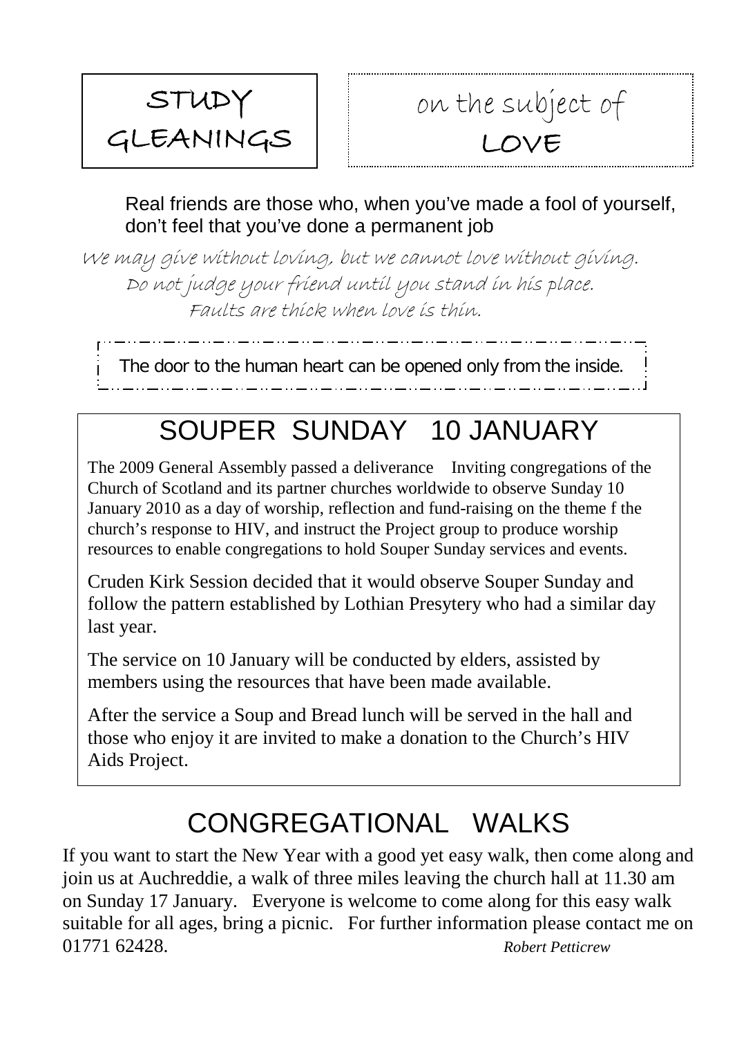## STUDY GLEANINGS

## on the subject of LOVE

Real friends are those who, when you've made a fool of yourself, don't feel that you've done a permanent job

*We may give without loving, but we cannot love without giving.*
*Do not judge your friend until you stand in his place.*
*Faults are thick when love is thin.*

The door to the human heart can be opened only from the inside.

# SOUPER SUNDAY 10 JANUARY

The 2009 General Assembly passed a deliverance Inviting congregations of the Church of Scotland and its partner churches worldwide to observe Sunday 10 January 2010 as a day of worship, reflection and fund-raising on the theme f the church's response to HIV, and instruct the Project group to produce worship resources to enable congregations to hold Souper Sunday services and events.

Cruden Kirk Session decided that it would observe Souper Sunday and follow the pattern established by Lothian Presytery who had a similar day last year.

The service on 10 January will be conducted by elders, assisted by members using the resources that have been made available.

After the service a Soup and Bread lunch will be served in the hall and those who enjoy it are invited to make a donation to the Church's HIV Aids Project.

# CONGREGATIONAL WALKS

If you want to start the New Year with a good yet easy walk, then come along and join us at Auchreddie, a walk of three miles leaving the church hall at 11.30 am on Sunday 17 January. Everyone is welcome to come along for this easy walk suitable for all ages, bring a picnic. For further information please contact me on 01771 62428. *Robert Petticrew*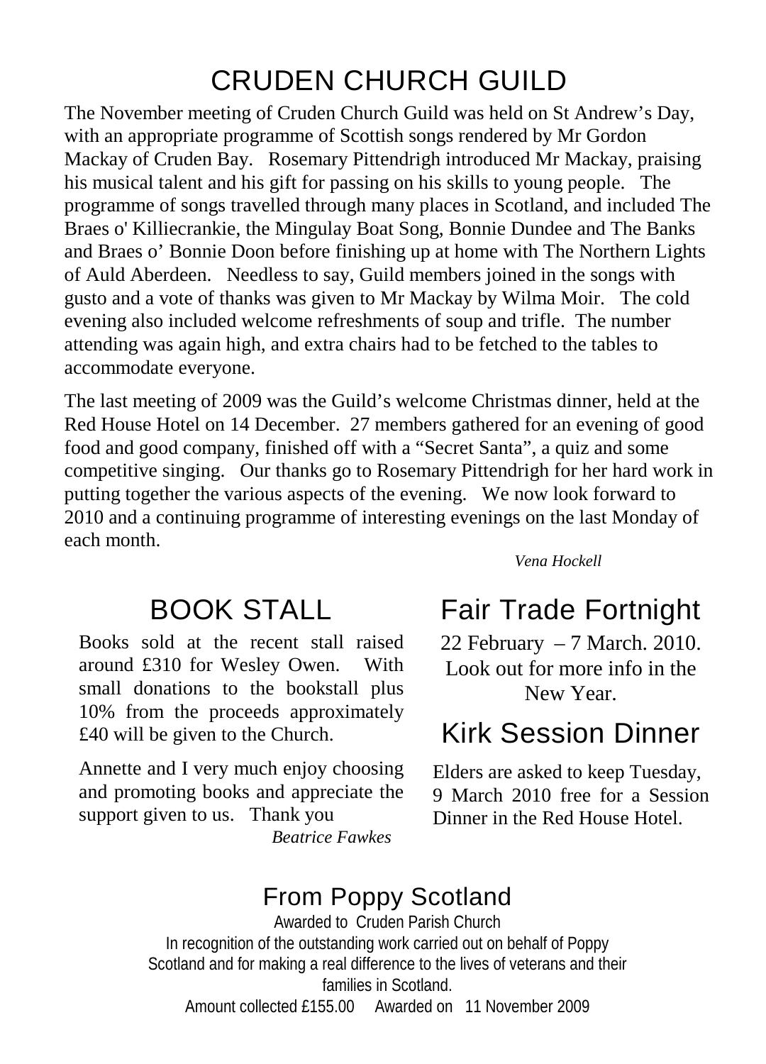# CRUDEN CHURCH GUILD

The November meeting of Cruden Church Guild was held on St Andrew's Day, with an appropriate programme of Scottish songs rendered by Mr Gordon Mackay of Cruden Bay. Rosemary Pittendrigh introduced Mr Mackay, praising his musical talent and his gift for passing on his skills to young people. The programme of songs travelled through many places in Scotland, and included The Braes o' Killiecrankie, the Mingulay Boat Song, Bonnie Dundee and The Banks and Braes o' Bonnie Doon before finishing up at home with The Northern Lights of Auld Aberdeen. Needless to say, Guild members joined in the songs with gusto and a vote of thanks was given to Mr Mackay by Wilma Moir. The cold evening also included welcome refreshments of soup and trifle. The number attending was again high, and extra chairs had to be fetched to the tables to accommodate everyone.

The last meeting of 2009 was the Guild's welcome Christmas dinner, held at the Red House Hotel on 14 December. 27 members gathered for an evening of good food and good company, finished off with a "Secret Santa", a quiz and some competitive singing. Our thanks go to Rosemary Pittendrigh for her hard work in putting together the various aspects of the evening. We now look forward to 2010 and a continuing programme of interesting evenings on the last Monday of each month.

*Vena Hockell*

## BOOK STALL

Books sold at the recent stall raised around £310 for Wesley Owen. With small donations to the bookstall plus 10% from the proceeds approximately £40 will be given to the Church.

Annette and I very much enjoy choosing and promoting books and appreciate the support given to us. Thank you

*Beatrice Fawkes*

## Fair Trade Fortnight

22 February – 7 March. 2010. Look out for more info in the New Year.

## Kirk Session Dinner

Elders are asked to keep Tuesday, 9 March 2010 free for a Session Dinner in the Red House Hotel.

## From Poppy Scotland

Awarded to Cruden Parish Church

In recognition of the outstanding work carried out on behalf of Poppy Scotland and for making a real difference to the lives of veterans and their families in Scotland.

Amount collected £155.00 Awarded on 11 November 2009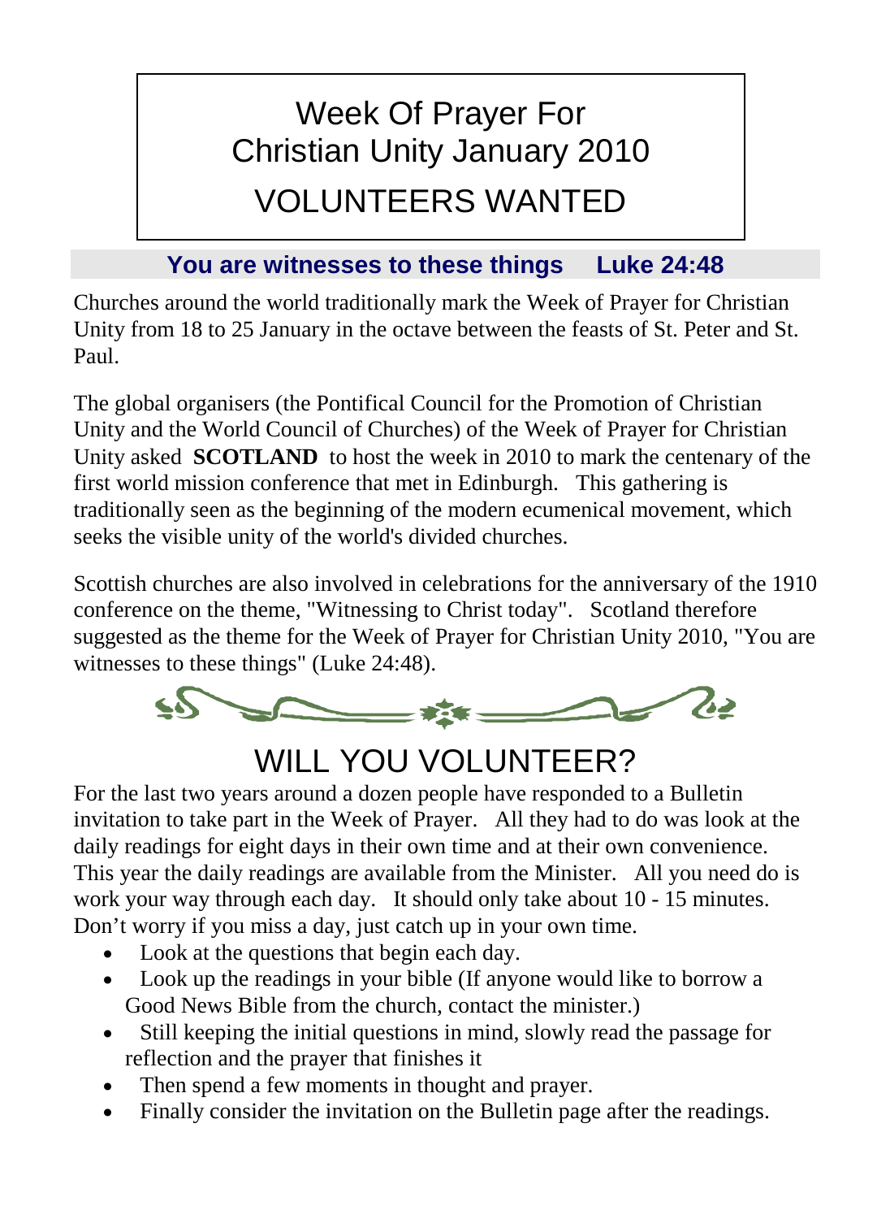# Week Of Prayer For Christian Unity January 2010

# VOLUNTEERS WANTED

**You are witnesses to these things    Luke 24:48**

Churches around the world traditionally mark the Week of Prayer for Christian Unity from 18 to 25 January in the octave between the feasts of St. Peter and St. Paul.

The global organisers (the Pontifical Council for the Promotion of Christian Unity and the World Council of Churches) of the Week of Prayer for Christian Unity asked **SCOTLAND** to host the week in 2010 to mark the centenary of the first world mission conference that met in Edinburgh. This gathering is traditionally seen as the beginning of the modern ecumenical movement, which seeks the visible unity of the world's divided churches.

Scottish churches are also involved in celebrations for the anniversary of the 1910 conference on the theme, "Witnessing to Christ today". Scotland therefore suggested as the theme for the Week of Prayer for Christian Unity 2010, "You are witnesses to these things" (Luke 24:48).

## WILL YOU VOLUNTEER?

For the last two years around a dozen people have responded to a Bulletin invitation to take part in the Week of Prayer. All they had to do was look at the daily readings for eight days in their own time and at their own convenience. This year the daily readings are available from the Minister. All you need do is work your way through each day. It should only take about 10 - 15 minutes. Don't worry if you miss a day, just catch up in your own time.

- Look at the questions that begin each day.
- Look up the readings in your bible (If anyone would like to borrow a Good News Bible from the church, contact the minister.)
- Still keeping the initial questions in mind, slowly read the passage for reflection and the prayer that finishes it
- Then spend a few moments in thought and prayer.
- Finally consider the invitation on the Bulletin page after the readings.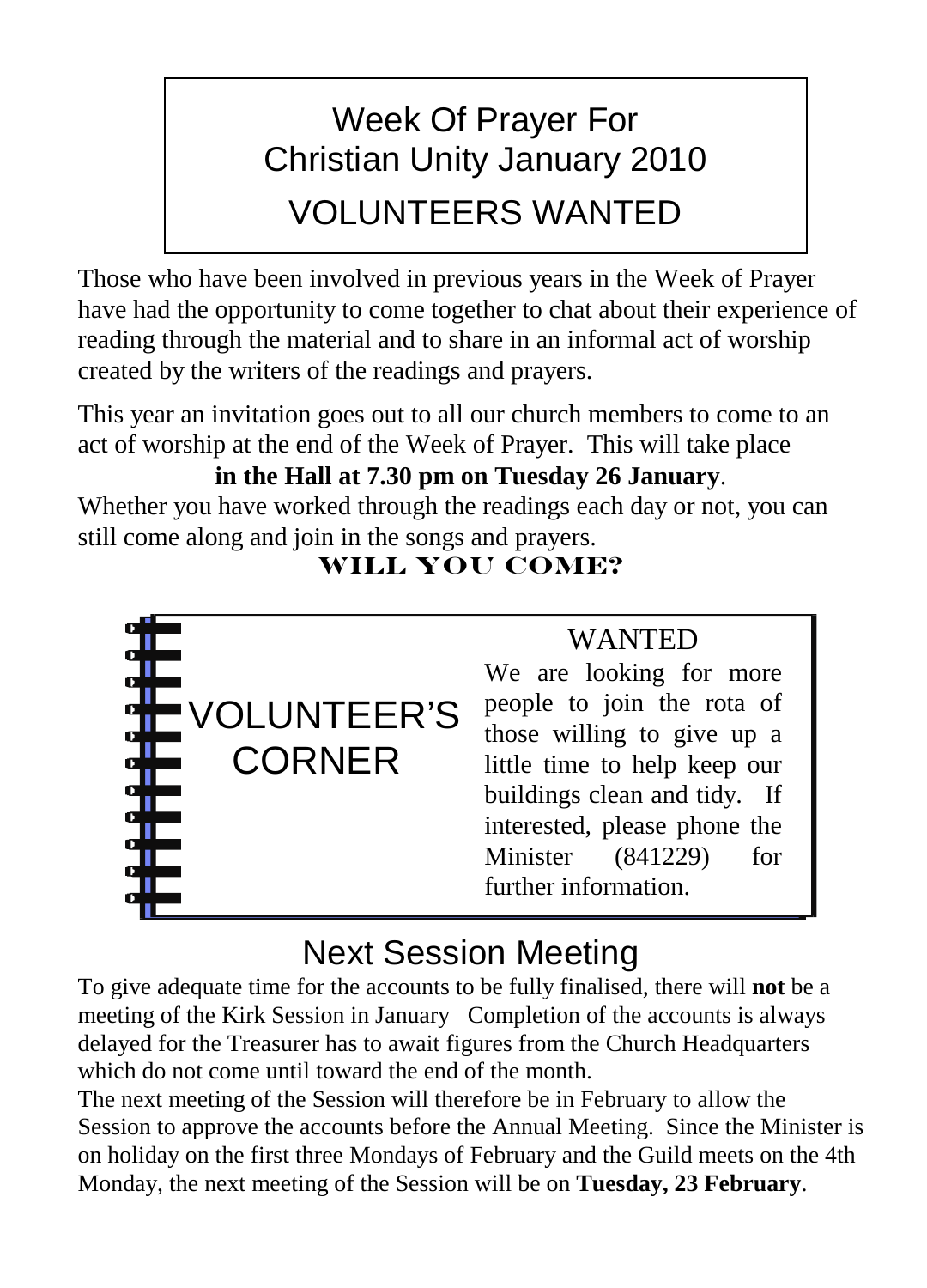# Week Of Prayer For Christian Unity January 2010

## VOLUNTEERS WANTED

Those who have been involved in previous years in the Week of Prayer have had the opportunity to come together to chat about their experience of reading through the material and to share in an informal act of worship created by the writers of the readings and prayers.

This year an invitation goes out to all our church members to come to an act of worship at the end of the Week of Prayer. This will take place **in the Hall at 7.30 pm on Tuesday 26 January**.

Whether you have worked through the readings each day or not, you can still come along and join in the songs and prayers.

**WILL YOU COME?**

## VOLUNTEER'S CORNER

### WANTED

We are looking for more people to join the rota of those willing to give up a little time to help keep our buildings clean and tidy. If interested, please phone the Minister (841229) for further information.

# Next Session Meeting

To give adequate time for the accounts to be fully finalised, there will **not** be a meeting of the Kirk Session in January Completion of the accounts is always delayed for the Treasurer has to await figures from the Church Headquarters which do not come until toward the end of the month.

The next meeting of the Session will therefore be in February to allow the Session to approve the accounts before the Annual Meeting. Since the Minister is on holiday on the first three Mondays of February and the Guild meets on the 4th Monday, the next meeting of the Session will be on **Tuesday, 23 February**.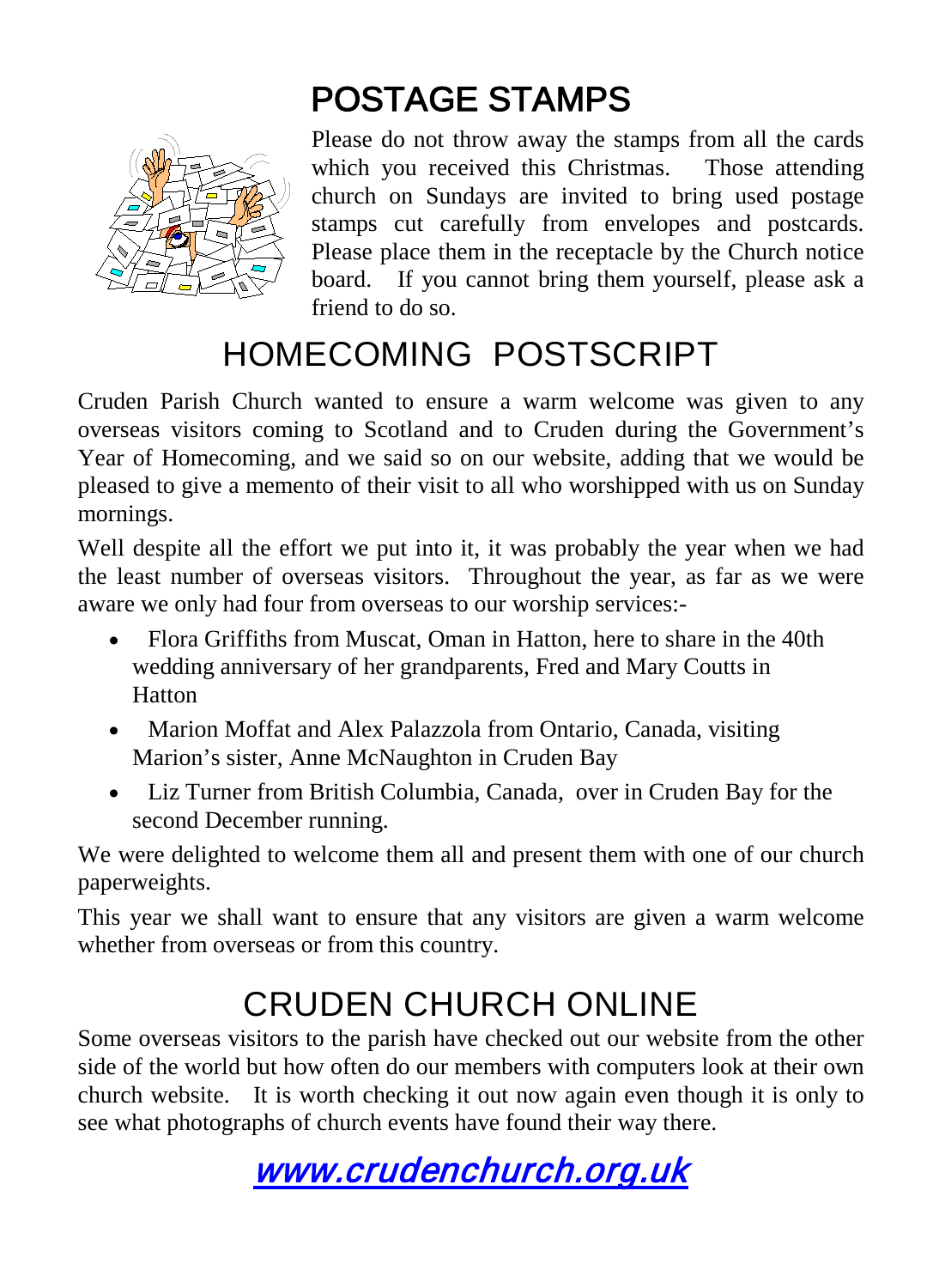# POSTAGE STAMPS

Please do not throw away the stamps from all the cards which you received this Christmas. Those attending church on Sundays are invited to bring used postage stamps cut carefully from envelopes and postcards. Please place them in the receptacle by the Church notice board. If you cannot bring them yourself, please ask a friend to do so.

# HOMECOMING POSTSCRIPT

Cruden Parish Church wanted to ensure a warm welcome was given to any overseas visitors coming to Scotland and to Cruden during the Government's Year of Homecoming, and we said so on our website, adding that we would be pleased to give a memento of their visit to all who worshipped with us on Sunday mornings.

Well despite all the effort we put into it, it was probably the year when we had the least number of overseas visitors. Throughout the year, as far as we were aware we only had four from overseas to our worship services:-

- Flora Griffiths from Muscat, Oman in Hatton, here to share in the 40th wedding anniversary of her grandparents, Fred and Mary Coutts in Hatton
- Marion Moffat and Alex Palazzola from Ontario, Canada, visiting Marion's sister, Anne McNaughton in Cruden Bay
- Liz Turner from British Columbia, Canada, over in Cruden Bay for the second December running.

We were delighted to welcome them all and present them with one of our church paperweights.

This year we shall want to ensure that any visitors are given a warm welcome whether from overseas or from this country.

# CRUDEN CHURCH ONLINE

Some overseas visitors to the parish have checked out our website from the other side of the world but how often do our members with computers look at their own church website. It is worth checking it out now again even though it is only to see what photographs of church events have found their way there.

**www.crudenchurch.org.uk**